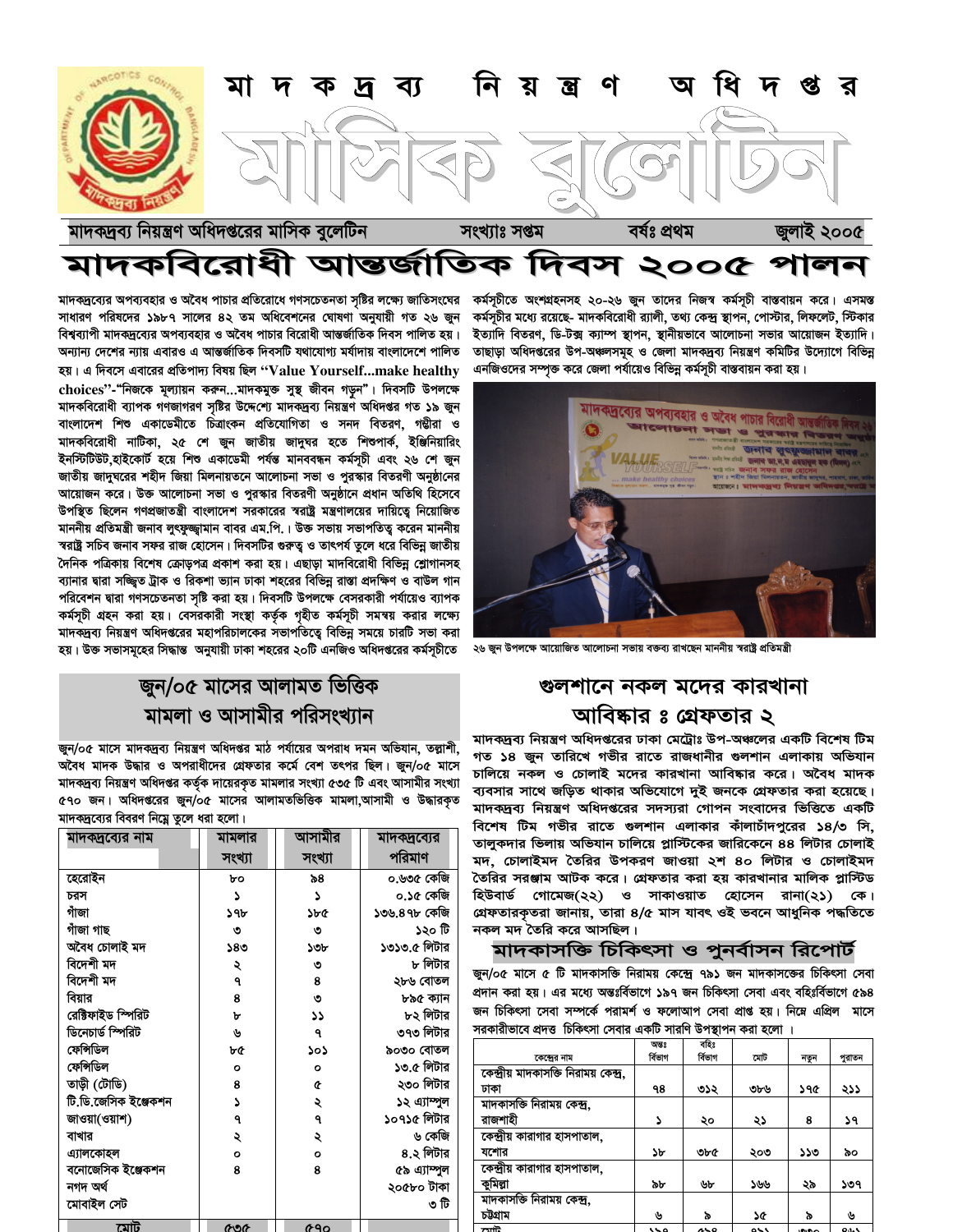# মাদকদ্রব্য নিয়ন্ত্রণ অধিদপ্তর

# মাসিক বুলেটিন

মাদকদ্রব্য নিয়ন্ত্রণ অধিদপ্তরের মাসিক বুলেটিন | সংখ্যাঃ সপ্তম | বর্ষঃ প্রথম | জুলাই ২০০৫

## মাদকবিরোধী আন্তর্জাতিক দিবস ২০০৫ পালন

মাদকদ্রব্যের অপব্যবহার ও অবৈধ পাচার প্রতিরোধে গণসচেতনতা সৃষ্টির লক্ষ্যে জাতিসংঘের সাধারণ পরিষদের ১৯৮৭ সালের ৪২ তম অধিবেশনের ঘোষণা অনুযায়ী গত ২৬ জুন বিশ্বব্যাপী মাদকদ্রব্যের অপব্যবহার ও অবৈধ পাচার বিরোধী আন্তর্জাতিক দিবস পালিত হয়। অন্যান্য দেশের ন্যায় এবারও এ আন্তর্জাতিক দিবসটি যথাযোগ্য মর্যাদায় বাংলাদেশে পালিত হয়। এ দিবসে এবারের প্রতিপাদ্য বিষয় ছিল **"Value Yourself...make healthy choices"**-"নিজেকে মূল্যায়ন করুন...মাদকমুক্ত সুস্থ জীবন গড়ুন"। দিবসটি উপলক্ষে মাদকবিরোধী ব্যাপক গণজাগরণ সৃষ্টির উদ্দেশ্যে মাদকদ্রব্য নিয়ন্ত্রণ অধিদপ্তর গত ১৯ জুন বাংলাদেশ শিশু একাডেমীতে চিত্রাংকন প্রতিযোগিতা ও সনদ বিতরণ, গম্ভীরা ও মাদকবিরোধী নাটিকা, ২৫ শে জুন জাতীয় জাদুঘর হতে শিশুপার্ক, ইঞ্জিনিয়ারিং ইনস্টিটিউট,হাইকোর্ট হয়ে শিশু একাডেমী পর্যন্ত মানববন্ধন কর্মসূচী এবং ২৬ শে জুন জাতীয় জাদুঘরের শহীদ জিয়া মিলনায়তনে আলোচনা সভা ও পুরস্কার বিতরণী অনুষ্ঠানের আয়োজন করে। উক্ত আলোচনা সভা ও পুরস্কার বিতরণী অনুষ্ঠানে প্রধান অতিথি হিসেবে উপস্থিত ছিলেন গণপ্রজাতন্ত্রী বাংলাদেশ সরকারের স্বরাষ্ট্র মন্ত্রণালয়ের দায়িত্বে নিয়োজিত মাননীয় প্রতিমন্ত্রী জনাব লুৎফুজ্জামান বাবর এম.পি.। উক্ত সভায় সভাপতিত্ব করেন মাননীয় স্বরাষ্ট্র সচিব জনাব সফর রাজ হোসেন। দিবসটির গুরুত্ব ও তাৎপর্য তুলে ধরে বিভিন্ন জাতীয় দৈনিক পত্রিকায় বিশেষ ক্রোড়পত্র প্রকাশ করা হয়। এছাড়া মাদবিরোধী বিভিন্ন শ্লোগানসহ ব্যানার দ্বারা সজ্জিত ট্রাক ও রিকশা ভ্যান ঢাকা শহরের বিভিন্ন রাস্তা প্রদক্ষিণ ও বাউল গান পরিবেশন দ্বারা গণসচেতনতা সৃষ্টি করা হয়। দিবসটি উপলক্ষে বেসরকারী পর্যায়েও ব্যাপক কর্মসূচি গ্রহন করা হয়। বেসরকারী সংস্থা কর্তৃক গৃহীত কর্মসূচী সমন্বয় করার লক্ষ্যে মাদকদ্রব্য নিয়ন্ত্রণ অধিদপ্তরের মহাপরিচালকের সভাপতিত্বে বিভিন্ন সময়ে চারটি সভা করা হয়। উক্ত সভাসমূহের সিদ্ধান্ত অনুযায়ী ঢাকা শহরের ২০টি এনজিও অধিদপ্তরের কর্মসূচীতে কর্মসূচীতে অংশগ্রহনসহ ২০-২৬ জুন তাদের নিজস্ব কর্মসূচী বাস্তবায়ন করে। এসমস্ত কর্মসূচীর মধ্যে রয়েছে- মাদকবিরোধী র‍্যালী, তথ্য কেন্দ্র স্থাপন, পোস্টার, লিফলেট, স্টিকার ইত্যাদি বিতরণ, ডি-টক্স ক্যাম্প স্থাপন, স্থানীয়ভাবে আলোচনা সভার আয়োজন ইত্যাদি। তাছাড়া অধিদপ্তরের উপ-অঞ্চলসমূহ ও জেলা মাদকদ্রব্য নিয়ন্ত্রণ কমিটির উদ্যোগে বিভিন্ন এনজিওদের সম্পৃক্ত করে জেলা পর্যায়েও বিভিন্ন কর্মসূচী বাস্তবায়ন করা হয়।

২৬ জুন উপলক্ষে আয়োজিত আলোচনা সভায় বক্তব্য রাখছেন মাননীয় স্বরাষ্ট্র প্রতিমন্ত্রী

## জুন/০৫ মাসের আলামত ভিত্তিক মামলা ও আসামীর পরিসংখ্যান

জুন/০৫ মাসে মাদকদ্রব্য নিয়ন্ত্রণ অধিদপ্তর মাঠ পর্যায়ের অপরাধ দমন অভিযান, তল্লাশী, অবৈধ মাদক উদ্ধার ও অপরাধীদের গ্রেফতার কর্মে বেশ তৎপর ছিল। জুন/০৫ মাসে মাদকদ্রব্য নিয়ন্ত্রণ অধিদপ্তর কর্তৃক দায়েরকৃত মামলার সংখ্যা ৫৩৫ টি এবং আসামীর সংখ্যা ৫৭০ জন। অধিদপ্তরের জুন/০৫ মাসের আলামতভিত্তিক মামলা,আসামী ও উদ্ধারকৃত মাদকদ্রব্যের বিবরণ নিম্নে তুলে ধরা হলো।

| মাদকদ্রব্যের নাম | মামলার সংখ্যা | আসামীর সংখ্যা | মাদকদ্রব্যের পরিমাণ |
|---|---|---|---|
| হেরোইন | ৮০ | ৯৪ | ০.৬৩৫ কেজি |
| চরস | ১ | ১ | ০.১৫ কেজি |
| গাঁজা | ১৭৮ | ১৮৫ | ১৩৬.৪৭৮ কেজি |
| গাঁজা গাছ | ৩ | ৩ | ১২০ টি |
| অবৈধ চোলাই মদ | ১৪৩ | ১৩৮ | ১৩১৩.৫ লিটার |
| বিদেশী মদ | ২ | ৩ | ৮ লিটার |
| বিদেশী মদ | ৭ | ৪ | ২৮৬ বোতল |
| বিয়ার | ৪ | ৩ | ৮৯৫ ক্যান |
| রেক্টিফাইড স্পিরিট | ৮ | ১১ | ৮২ লিটার |
| ডিনেচার্ড স্পিরিট | ৬ | ৭ | ৩৭৩ লিটার |
| ফেন্সিডিল | ৮৫ | ১০১ | ৯০৩০ বোতল |
| ফেন্সিডিল | ০ | ০ | ১৩.৫ লিটার |
| তাড়ী (টোডি) | ৪ | ৫ | ২৩০ লিটার |
| টি.ডি.জেসিক ইঞ্জেকশন | ১ | ২ | ১২ এ্যাম্পুল |
| জাওয়া(ওয়াশ) | ৭ | ৭ | ১০৭১৫ লিটার |
| বাখার | ২ | ২ | ৬ কেজি |
| এ্যালকোহল | ০ | ০ | ৪.২ লিটার |
| বনোজেসিক ইঞ্জেকশন | ৪ | ৪ | ৫৯ এ্যাম্পুল |
| নগদ অর্থ | | | ২০৫৮০ টাকা |
| মোবাইল সেট | | | ৩ টি |
| মোট | ৫৩৫ | ৫৭০ | |

## গুলশানে নকল মদের কারখানা আবিষ্কার ঃ গ্রেফতার ২

মাদকদ্রব্য নিয়ন্ত্রণ অধিদপ্তরের ঢাকা মেট্রোঃ উপ-অঞ্চলের একটি বিশেষ টিম গত ১৪ জুন তারিখে গভীর রাতে রাজধানীর গুলশান এলাকায় অভিযান চালিয়ে নকল ও চোলাই মদের কারখানা আবিষ্কার করে। অবৈধ মাদক ব্যবসার সাথে জড়িত থাকার অভিযোগে দুই জনকে গ্রেফতার করা হয়েছে। মাদকদ্রব্য নিয়ন্ত্রণ অধিদপ্তরের সদস্যরা গোপন সংবাদের ভিত্তিতে একটি বিশেষ টিম গভীর রাতে গুলশান এলাকার কাঁলাচাঁদপুরের ১৪/৩ সি, তালুকদার ভিলায় অভিযান চালিয়ে প্লাস্টিকের জারিকেনে ৪৪ লিটার চোলাই মদ, চোলাইমদ তৈরির উপকরণ জাওয়া ২শ ৪০ লিটার ও চোলাইমদ তৈরির সরঞ্জাম আটক করে। গ্রেফতার করা হয় কারখানার মালিক প্লাস্টিড হিউবার্ড গোমেজ(২২) ও সাকাওয়াত হোসেন রানা(২১) কে। গ্রেফতারকৃতরা জানায়, তারা ৪/৫ মাস যাবৎ ওই ভবনে আধুনিক পদ্ধতিতে নকল মদ তৈরি করে আসছিল।

## মাদকাসক্তি চিকিৎসা ও পুনর্বাসন রিপোর্ট

জুন/০৫ মাসে ৫ টি মাদকাসক্তি নিরাময় কেন্দ্রে ৭৯১ জন মাদকাসক্তের চিকিৎসা সেবা প্রদান করা হয়। এর মধ্যে অন্তঃর্বিভাগে ১৯৭ জন চিকিৎসা সেবা এবং বহিঃর্বিভাগে ৫৯৪ জন চিকিৎসা সেবা সম্পর্কে পরামর্শ ও ফলোআপ সেবা প্রাপ্ত হয়। নিম্নে এপ্রিল মাসে সরকারীভাবে প্রদত্ত চিকিৎসা সেবার একটি সারণি উপস্থাপন করা হলো ।

| কেন্দ্রের নাম | অন্তঃ বিভাগ | বহিঃ বিভাগ | মোট | নতুন | পুরাতন |
|---|---|---|---|---|---|
| কেন্দ্রীয় মাদকাসক্তি নিরাময় কেন্দ্র, ঢাকা | ৭৪ | ৩১২ | ৩৮৬ | ১৭৫ | ২১১ |
| মাদকাসক্তি নিরাময় কেন্দ্র, রাজশাহী | ১ | ২০ | ২১ | ৪ | ১৭ |
| কেন্দ্রীয় কারাগার হাসপাতাল, যশোর | ১৮ | ৩৮৫ | ২০৩ | ১১৩ | ৯০ |
| কেন্দ্রীয় কারাগার হাসপাতাল, কুমিল্লা | ৯৮ | ৬৮ | ১৬৬ | ২৯ | ১৩৭ |
| মাদকাসক্তি নিরাময় কেন্দ্র, চট্টগ্রাম | ৬ | ৯ | ১৫ | ৯ | ৬ |
| মোট | ১৯৭ | ৫৯৪ | ৭৯১ | ৩৩০ | ৪৬১ |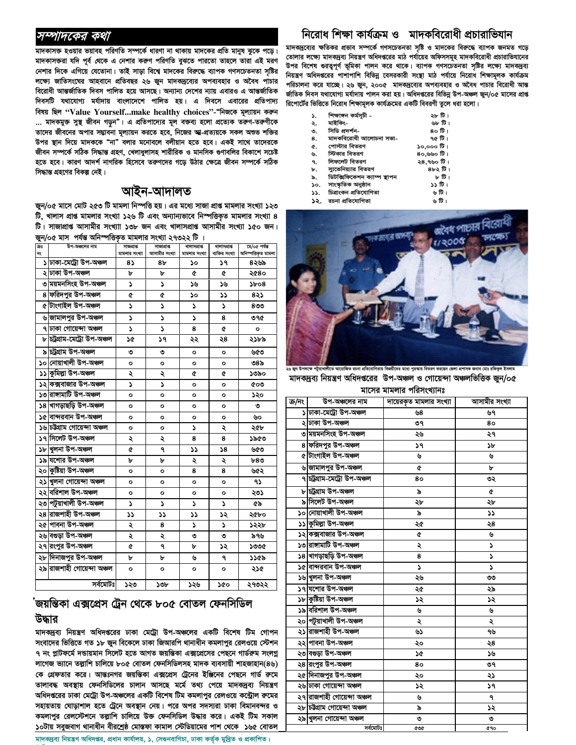## সম্পাদকের কথা

মাদকাসক্ত হওয়ার ভয়াবহ পরিণতি সম্পর্কে ধারণা না থাকায় মাদকের প্রতি মানুষ ঝুঁকে পড়ে। মাদকাসক্তরা যদি পূর্ব থেকে এ নেশার করুণ পরিণতি বুঝতে পারতো তাহলে তারা এই মরণ নেশার দিকে এগিয়ে যেতোনা। তাই সাড়া বিশ্বে মাদকের বিরুদ্ধে ব্যাপক গণসচেতনতা সৃষ্টির লক্ষ্যে জাতিসংঘের আহবানে প্রতিবছর ২৬ জুন মাদকদ্রব্যের অপব্যবহার ও অবৈধ পাচার বিরোধী আন্তর্জাতিক দিবস পালিত হয়ে আসছে। অন্যান্য দেশের ন্যায় এবারও এ আন্তর্জাতিক দিবসটি যথাযোগ্য মর্যাদায় বাংলাদেশে পালিত হয়। এ দিবসে এবারের প্রতিপাদ্য বিষয় ছিল **"Value Yourself...make healthy choices"**-"নিজেকে মূল্যায়ন করুন ... মাদকমুক্ত সুস্থ জীবন গড়ুন"। এ প্রতিপাদ্যের মূল বক্তব্য হলো প্রত্যেক তরুণ-তরুণীকে তাদের জীবনের অপার সম্ভাবনা মূল্যায়ন করতে হবে, নিজের আত্ম-প্রত্যয়কে সকল অশুভ শক্তির উপর স্থান দিয়ে মাদককে "না" বলার মনোবলে বলীয়ান হতে হবে। একই সাথে তাদেরকে জীবন সম্পর্কে সঠিক সিদ্ধান্ত গ্রহণ, খেলাধুলাসহ শারীরিক ও মানসিক গুণাবলির বিকাশে সচেষ্ট হতে হবে। কারণ আদর্শ নাগরিক হিসেবে তরুণদের গড়ে উঠার ক্ষেত্রে জীবন সম্পর্কে সঠিক সিদ্ধান্ত গ্রহণের বিকল্প নেই।

## আইন-আদালত

জুন/০৫ মাসে মোট ২৫৩ টি মামলা নিস্পত্তি হয়। এর মধ্যে সাজা প্রাপ্ত মামলার সংখ্যা ১২৩ টি, খালাস প্রাপ্ত মামলার সংখ্যা ১২৬ টি এবং অন্যান্যভাবে নিস্পত্তিকৃত মামলার সংখ্যা ৪ টি। সাজাপ্রাপ্ত আসামীর সংখ্যা ১৩৮ জন এবং খালাসপ্রাপ্ত আসামীর সংখ্যা ১৫০ জন। জুন/০৫ মাস পর্যন্ত অনিস্পত্তিকৃত মামলার সংখ্যা ২৭৩২২ টি।

| ক্রঃ নং | উপ-অঞ্চলের নাম | সাজাপ্রাপ্ত মামলার সংখ্যা | সাজাপ্রাপ্ত আসামীর সংখ্যা | খালাসপ্রাপ্ত মামলার সংখ্যা | খালাসপ্রাপ্ত ব্যক্তির সংখ্যা | মে/০৫ পর্যন্ত অনিস্পত্তিকৃত মামলা |
|---|---|---|---|---|---|---|
| ১ | ঢাকা-মেট্রো উপ-অঞ্চল | ৪১ | ৪৮ | ১০ | ১৭ | ৪২৬৯ |
| ২ | ঢাকা উপ-অঞ্চল | ৮ | ৮ | ৫ | ৫ | ২৫৪০ |
| ৩ | ময়মনসিংহ উপ-অঞ্চল | ১ | ১ | ১৬ | ১৬ | ১৮০৪ |
| ৪ | ফরিদপুর উপ-অঞ্চল | ৫ | ৫ | ১০ | ১১ | ৪২১ |
| ৫ | টাংগাইল উপ-অঞ্চল | ১ | ১ | ১ | ১ | ৪৩৩ |
| ৬ | জামালপুর উপ-অঞ্চল | ১ | ১ | ১ | ৪ | ৩৭৫ |
| ৭ | ঢাকা গোয়েন্দা অঞ্চল | ১ | ১ | ৪ | ৫ | ০ |
| ৮ | চট্টগ্রাম-মেট্রো উপ-অঞ্চল | ১৫ | ১৭ | ২২ | ২৪ | ২১৮৯ |
| ৯ | চট্টগ্রাম উপ-অঞ্চল | ৩ | ৩ | ০ | ০ | ৬৫৩ |
| ১০ | নোয়াখালী উপ-অঞ্চল | ০ | ০ | ০ | ০ | ৩৪৯ |
| ১১ | কুমিল্লা উপ-অঞ্চল | ২ | ২ | ৫ | ৫ | ১৩৯০ |
| ১২ | কক্সবাজার উপ-অঞ্চল | ১ | ১ | ০ | ০ | ৫০৩ |
| ১৩ | রাঙ্গামাটি উপ-অঞ্চল | ০ | ০ | ০ | ০ | ১২০ |
| ১৪ | খাগড়াছড়ি উপ-অঞ্চল | ০ | ০ | ০ | ০ | ৩ |
| ১৫ | বান্দরবান উপ-অঞ্চল | ০ | ০ | ০ | ০ | ৬০ |
| ১৬ | চট্টগ্রাম গোয়েন্দা অঞ্চল | ০ | ০ | ১ | ২ | ২৫৮ |
| ১৭ | সিলেট উপ-অঞ্চল | ২ | ২ | ৪ | ৪ | ১৯৫৩ |
| ১৮ | খুলনা উপ-অঞ্চল | ৫ | ৭ | ১১ | ১৪ | ৬৫৩ |
| ১৯ | যশোর উপ-অঞ্চল | ৮ | ৮ | ২ | ২ | ৮৪৩ |
| ২০ | কুষ্টিয়া উপ-অঞ্চল | ০ | ০ | ৪ | ৪ | ৬৫২ |
| ২১ | খুলনা গোয়েন্দা অঞ্চল | ০ | ০ | ০ | ০ | ৭১ |
| ২২ | বরিশাল উপ-অঞ্চল | ০ | ০ | ০ | ০ | ২৩১ |
| ২৩ | পটুয়াখালী উপ-অঞ্চল | ১ | ১ | ১ | ১ | ৫৯ |
| ২৪ | রাজশাহী উপ-অঞ্চল | ১১ | ১১ | ১১ | ১২ | ২৫৮০ |
| ২৫ | পাবনা উপ-অঞ্চল | ২ | ৪ | ১ | ১ | ১২২৮ |
| ২৬ | বগুড়া উপ-অঞ্চল | ২ | ২ | ৩ | ৩ | ৯৭৬ |
| ২৭ | রংপুর উপ-অঞ্চল | ৫ | ৭ | ৮ | ১২ | ১৩৩৫ |
| ২৮ | দিনাজপুর উপ-অঞ্চল | ৮ | ৮ | ৬ | ৭ | ১১৫৯ |
| ২৯ | রাজশাহী গোয়েন্দা অঞ্চল | ০ | ০ | ০ | ০ | ২১৫ |
| | সর্বমোটঃ | ১২৩ | ১৩৮ | ১২৬ | ১৫০ | ২৭৩২২ |

## জয়ন্তিকা এক্সপ্রেস ট্রেন থেকে ৮০৫ বোতল ফেনসিডিল উদ্ধার

মাদকদ্রব্য নিয়ন্ত্রণ অধিদপ্তরের ঢাকা মেট্রো উপ-অঞ্চলের একটি বিশেষ টিম গোপন সংবাদের ভিত্তিতে গত ১৮ জুন বিকেলে ঢাকা জিআরপি থানাধীন কমলাপুর রেলওয়ে স্টেশন ৭ নং প্লাটফর্মে দন্ডায়মান সিলেট হতে আগত জয়ন্তিকা এক্সপ্রেসের পেছনে গার্ডরুম সংলগ্ন লাগেজ ভ্যানে তল্লাশী চালিয়ে ৮০৫ বোতল ফেনসিডিলসহ মাদক ব্যবসায়ী শাহজাহান(৪৬) কে গ্রেফতার করে। আন্তঃনগর জয়ন্তিকা এক্সপ্রেস ট্রেনের ইঞ্জিনের পেছনে গার্ড রুমে তালাবদ্ধ অবস্থায় ফেনসিডিলের চালান আসছে মর্মে তথ্য পেয়ে মাদকদ্রব্য নিয়ন্ত্রণ অধিদপ্তরের ঢাকা মেট্রো উপ-অঞ্চলের একটি বিশেষ টিম কমলাপুর রেলওয়ে কন্ট্রোল রুমের সহায়তায় ঘোড়াশাল হতে ট্রেনে অবস্থান নেয়। পরে অপর সদস্যরা ঢাকা বিমানবন্দর ও কমলাপুর রেলস্টেশনে তল্লাশি চালিয়ে উক্ত ফেনসিডিল উদ্ধার করে। একই টিম সকাল ১০টায় সবুজবাগ থানাধীন বীরশ্রেষ্ঠ মোস্তফা কামাল স্টেডিয়ামের পাশ থেকে ১৬৫ বোতল

## নিরোধ শিক্ষা কার্যক্রম ও মাদকবিরোধী প্রচারাভিযান

মাদকদ্রব্যের ক্ষতিকর প্রভাব সম্পর্কে গণসচেতনতা সৃষ্টি ও মাদকের বিরুদ্ধে ব্যাপক জনমত গড়ে তোলার লক্ষ্যে মাদকদ্রব্য নিয়ন্ত্রণ অধিদপ্তরের মাঠ পর্যায়ের অফিসসমূহ মাদকবিরোধী প্রচারাভিযানের উপর বিশেষ গুরুত্বপূর্ণ ভূমিকা পালন করে থাকে। ব্যাপক গণসচেতনতা সৃষ্টির লক্ষ্যে মাদকদ্রব্য নিয়ন্ত্রণ অধিদপ্তরের পাশাপাশি বিভিন্ন বেসরকারী সংস্থা মাঠ পর্যায়ে নিরোধ শিক্ষামূলক কার্যক্রম পরিচালনা করে যাচ্ছে। ২৬ জুন, ২০০৫ মাদকদ্রব্যের অপব্যবহার ও অবৈধ পাচার বিরোধী আন্তর্জাতিক দিবস যথাযোগ্য মর্যাদায় পালন করা হয়। অধিদপ্তরের বিভিন্ন উপ-অঞ্চল জুন/০৫ মাসের প্রাপ্ত রিপোর্টের ভিত্তিতে নিরোধ শিক্ষামূলক কার্যক্রমের একটি বিবরণী তুলে ধরা হলো।

| | | |
|---|---|---|
| ১. | শিক্ষাঙ্গন কর্মসূচী - | ২৮ টি। |
| ২. | মাইকিং- | ৬৮ টি। |
| ৩. | সিডি প্রদর্শন- | ৪০ টি। |
| ৪. | মাদকবিরোধী আলোচনা সভা- | ৭৫ টি। |
| ৫. | পোস্টার বিতরণ | ১০,০০০ টি। |
| ৬. | স্টিকার বিতরণ | ৪০,৬৬০ টি। |
| ৭. | লিফলেট বিতরণ | ২৪,৭৬০ টি। |
| ৮. | স্যুভেনিয়্যার বিতরণ | ৪৮২ টি। |
| ৯. | ডিটক্সিফিকেশন ক্যাম্প স্থাপন | ৮ টি। |
| ১০. | সাংস্কৃতিক অনুষ্ঠান | ১১ টি। |
| ১১. | চিত্রাংকন প্রতিযোগিতা | ৬ টি। |
| ১২. | রচনা প্রতিযোগিতা | ৬ টি। |

২৬ জুন উপলক্ষে পটুয়াখালীতে আয়োজিত রচনা প্রতিযোগিতায় বিজয়ীদের মধ্যে পুরস্কার বিতরণ করছেন জেলা প্রশাসক জনাব মোঃ রফিকুল ইসলাম

### মাদকদ্রব্য নিয়ন্ত্রণ অধিদপ্তরের উপ-অঞ্চল ও গোয়েন্দা অঞ্চলভিত্তিক জুন/০৫ মাসের মামলার পরিসংখ্যানঃ

| ক্র/নং | উপ-অঞ্চলের নাম | দায়েরকৃত মামলার সংখ্যা | আসামীর সংখ্যা |
|---|---|---|---|
| ১ | ঢাকা-মেট্রো উপ-অঞ্চল | ৬৪ | ৬৭ |
| ২ | ঢাকা উপ-অঞ্চল | ৩৭ | ৪০ |
| ৩ | ময়মনসিংহ উপ-অঞ্চল | ২৬ | ২৭ |
| ৪ | ফরিদপুর উপ-অঞ্চল | ১৭ | ১৮ |
| ৫ | টাংগাইল উপ-অঞ্চল | ৬ | ৬ |
| ৬ | জামালপুর উপ-অঞ্চল | ৫ | ৮ |
| ৭ | চট্টগ্রাম-মেট্রো উপ-অঞ্চল | ৪০ | ৩২ |
| ৮ | চট্টগ্রাম উপ-অঞ্চল | ৯ | ৫ |
| ৯ | সিলেট উপ-অঞ্চল | ২৮ | ২৮ |
| ১০ | নোয়াখালী উপ-অঞ্চল | ৯ | ১১ |
| ১১ | কুমিল্লা উপ-অঞ্চল | ২৫ | ২৪ |
| ১২ | কক্সবাজার উপ-অঞ্চল | ৫ | ৬ |
| ১৩ | রাঙ্গামাটি উপ-অঞ্চল | ২ | ১ |
| ১৪ | খাগড়াছড়ি উপ-অঞ্চল | ৪ | ১ |
| ১৫ | বান্দরবান উপ-অঞ্চল | ১ | ১ |
| ১৬ | খুলনা উপ-অঞ্চল | ২৬ | ৩৩ |
| ১৭ | যশোর উপ-অঞ্চল | ২৫ | ২৯ |
| ১৮ | কুষ্টিয়া উপ-অঞ্চল | ১২ | ১২ |
| ১৯ | বরিশাল উপ-অঞ্চল | ৬ | ৬ |
| ২০ | পটুয়াখালী উপ-অঞ্চল | ২ | ২ |
| ২১ | রাজশাহী উপ-অঞ্চল | ৬১ | ৭৬ |
| ২২ | পাবনা উপ-অঞ্চল | ২০ | ২৪ |
| ২৩ | বগুড়া উপ-অঞ্চল | ১৫ | ১৬ |
| ২৪ | রংপুর উপ-অঞ্চল | ৪০ | ৩৭ |
| ২৫ | দিনাজপুর উপ-অঞ্চল | ২০ | ২১ |
| ২৬ | ঢাকা গোয়েন্দা অঞ্চল | ১২ | ১৭ |
| ২৭ | রাজশাহী গোয়েন্দা অঞ্চল | ৬ | ৭ |
| ২৮ | চট্টগ্রাম গোয়েন্দা অঞ্চল | ৯ | ১২ |
| ২৯ | খুলনা গোয়েন্দা অঞ্চল | ৩ | ৩ |
| | সর্বমোটঃ | ৫৩৫ | ৫৭০ |

মাদকদ্রব্য নিয়ন্ত্রণ অধিদপ্তর, প্রধান কার্যালয়, ১, সেগুনবাগিচা, ঢাকা কর্তৃক মুদ্রিত ও প্রকাশিত।